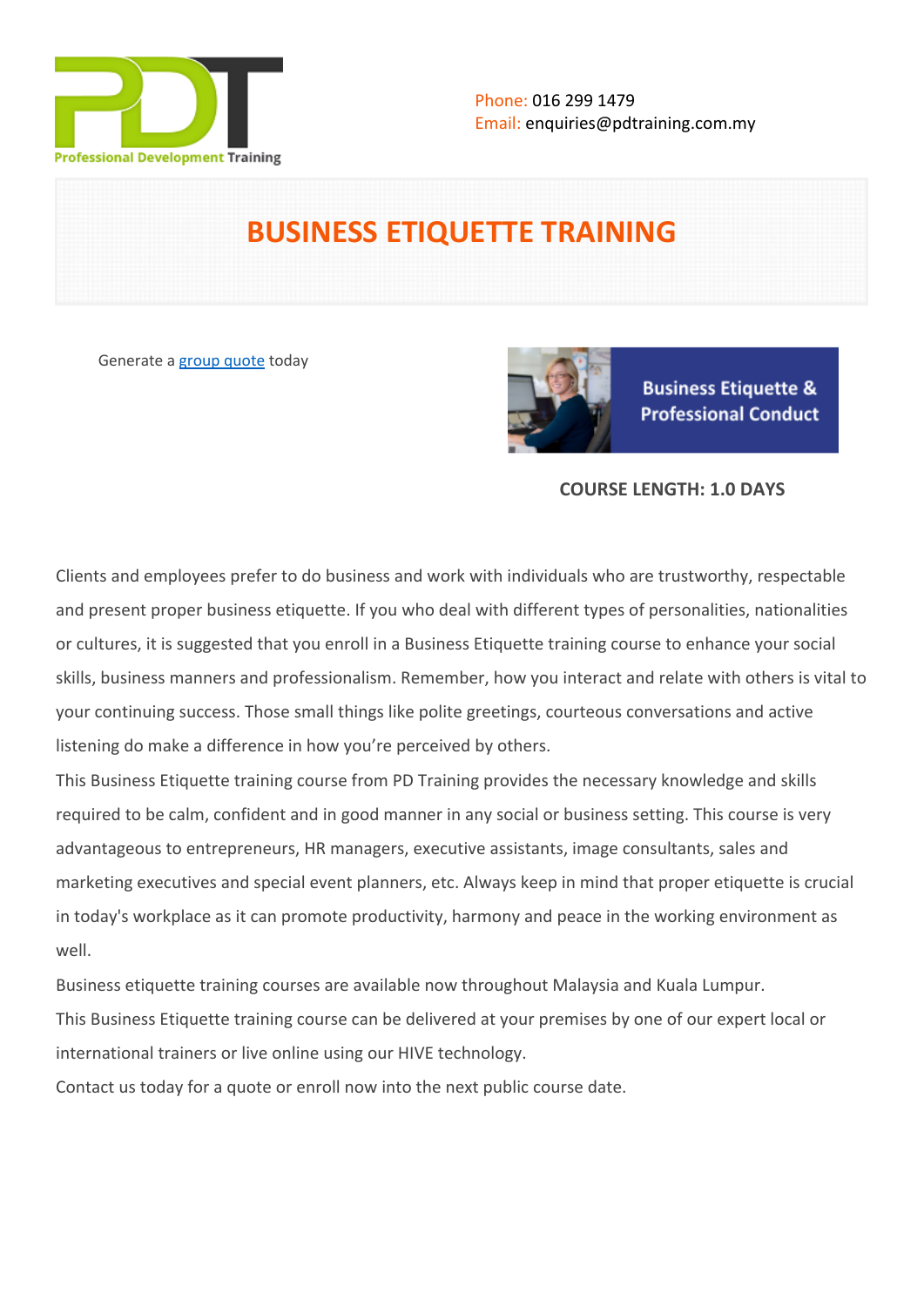Phone: 016 299 1479
Email: enquiries@pdtraining.com.my

# BUSINESS ETIQUETTE TRAINING

Generate a group quote today

Business Etiquette & Professional Conduct

**COURSE LENGTH: 1.0 DAYS**

Clients and employees prefer to do business and work with individuals who are trustworthy, respectable and present proper business etiquette. If you who deal with different types of personalities, nationalities or cultures, it is suggested that you enroll in a Business Etiquette training course to enhance your social skills, business manners and professionalism. Remember, how you interact and relate with others is vital to your continuing success. Those small things like polite greetings, courteous conversations and active listening do make a difference in how you're perceived by others.

This Business Etiquette training course from PD Training provides the necessary knowledge and skills required to be calm, confident and in good manner in any social or business setting. This course is very advantageous to entrepreneurs, HR managers, executive assistants, image consultants, sales and marketing executives and special event planners, etc. Always keep in mind that proper etiquette is crucial in today's workplace as it can promote productivity, harmony and peace in the working environment as well.

Business etiquette training courses are available now throughout Malaysia and Kuala Lumpur.

This Business Etiquette training course can be delivered at your premises by one of our expert local or international trainers or live online using our HIVE technology.

Contact us today for a quote or enroll now into the next public course date.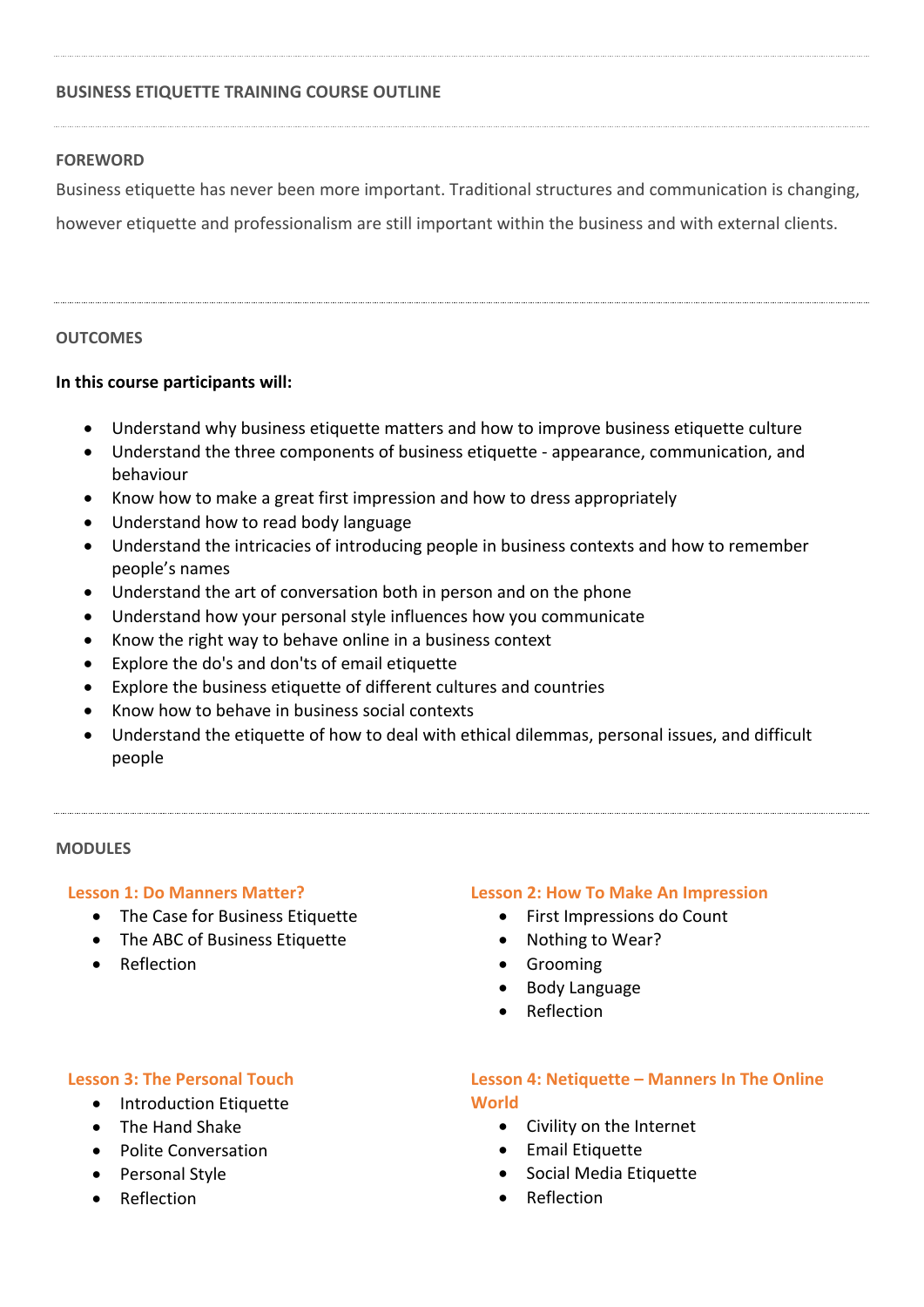## BUSINESS ETIQUETTE TRAINING COURSE OUTLINE

### FOREWORD

Business etiquette has never been more important. Traditional structures and communication is changing, however etiquette and professionalism are still important within the business and with external clients.

### OUTCOMES

**In this course participants will:**

- Understand why business etiquette matters and how to improve business etiquette culture
- Understand the three components of business etiquette - appearance, communication, and behaviour
- Know how to make a great first impression and how to dress appropriately
- Understand how to read body language
- Understand the intricacies of introducing people in business contexts and how to remember people's names
- Understand the art of conversation both in person and on the phone
- Understand how your personal style influences how you communicate
- Know the right way to behave online in a business context
- Explore the do's and don'ts of email etiquette
- Explore the business etiquette of different cultures and countries
- Know how to behave in business social contexts
- Understand the etiquette of how to deal with ethical dilemmas, personal issues, and difficult people

### MODULES

#### Lesson 1: Do Manners Matter?

- The Case for Business Etiquette
- The ABC of Business Etiquette
- Reflection

#### Lesson 2: How To Make An Impression

- First Impressions do Count
- Nothing to Wear?
- Grooming
- Body Language
- Reflection

#### Lesson 3: The Personal Touch

- Introduction Etiquette
- The Hand Shake
- Polite Conversation
- Personal Style
- Reflection

#### Lesson 4: Netiquette – Manners In The Online World

- Civility on the Internet
- Email Etiquette
- Social Media Etiquette
- Reflection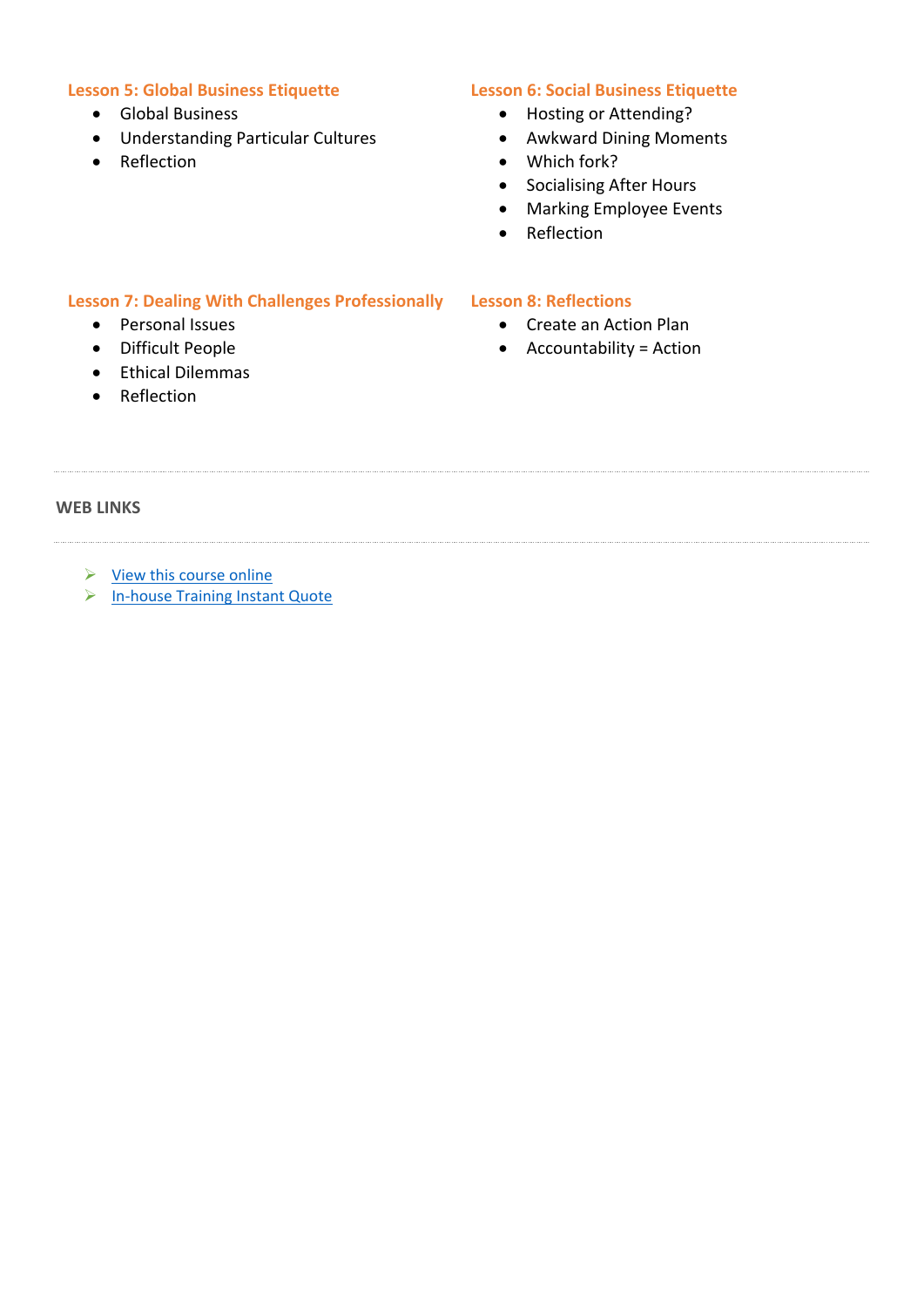### Lesson 5: Global Business Etiquette

- Global Business
- Understanding Particular Cultures
- Reflection

### Lesson 6: Social Business Etiquette

- Hosting or Attending?
- Awkward Dining Moments
- Which fork?
- Socialising After Hours
- Marking Employee Events
- Reflection

### Lesson 7: Dealing With Challenges Professionally

- Personal Issues
- Difficult People
- Ethical Dilemmas
- Reflection

### Lesson 8: Reflections

- Create an Action Plan
- Accountability = Action

---

## WEB LINKS

---

- View this course online
- In-house Training Instant Quote